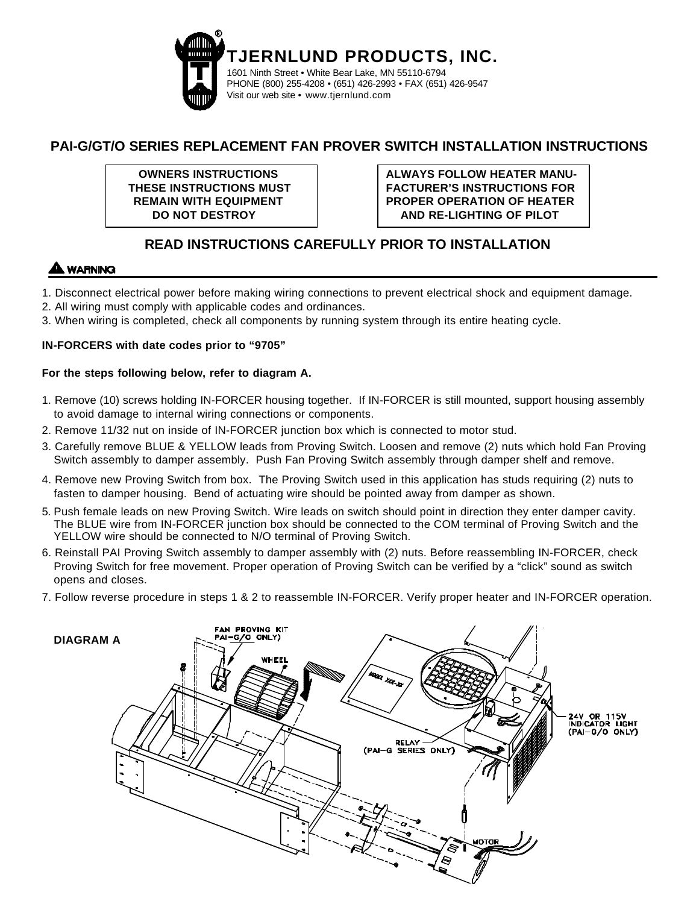# TJERNLUND PRODUCTS, INC.

1601 Ninth Street • White Bear Lake, MN 55110-6794
PHONE (800) 255-4208 • (651) 426-2993 • FAX (651) 426-9547
Visit our web site • www.tjernlund.com

## PAI-G/GT/O SERIES REPLACEMENT FAN PROVER SWITCH INSTALLATION INSTRUCTIONS

| OWNERS INSTRUCTIONS THESE INSTRUCTIONS MUST REMAIN WITH EQUIPMENT DO NOT DESTROY | ALWAYS FOLLOW HEATER MANUFACTURER'S INSTRUCTIONS FOR PROPER OPERATION OF HEATER AND RE-LIGHTING OF PILOT |
|---|---|

### READ INSTRUCTIONS CAREFULLY PRIOR TO INSTALLATION

**WARNING**

1. Disconnect electrical power before making wiring connections to prevent electrical shock and equipment damage.
2. All wiring must comply with applicable codes and ordinances.
3. When wiring is completed, check all components by running system through its entire heating cycle.

**IN-FORCERS with date codes prior to "9705"**

**For the steps following below, refer to diagram A.**

1. Remove (10) screws holding IN-FORCER housing together. If IN-FORCER is still mounted, support housing assembly to avoid damage to internal wiring connections or components.
2. Remove 11/32 nut on inside of IN-FORCER junction box which is connected to motor stud.
3. Carefully remove BLUE & YELLOW leads from Proving Switch. Loosen and remove (2) nuts which hold Fan Proving Switch assembly to damper assembly. Push Fan Proving Switch assembly through damper shelf and remove.
4. Remove new Proving Switch from box. The Proving Switch used in this application has studs requiring (2) nuts to fasten to damper housing. Bend of actuating wire should be pointed away from damper as shown.
5. Push female leads on new Proving Switch. Wire leads on switch should point in direction they enter damper cavity. The BLUE wire from IN-FORCER junction box should be connected to the COM terminal of Proving Switch and the YELLOW wire should be connected to N/O terminal of Proving Switch.
6. Reinstall PAI Proving Switch assembly to damper assembly with (2) nuts. Before reassembling IN-FORCER, check Proving Switch for free movement. Proper operation of Proving Switch can be verified by a "click" sound as switch opens and closes.
7. Follow reverse procedure in steps 1 & 2 to reassemble IN-FORCER. Verify proper heater and IN-FORCER operation.

**DIAGRAM A**

FAN PROVING KIT (PAI–G/O ONLY)

WHEEL

MODEL XXX-XX

RELAY (PAI–G SERIES ONLY)

24V OR 115V INDICATOR LIGHT (PAI–G/O ONLY)

MOTOR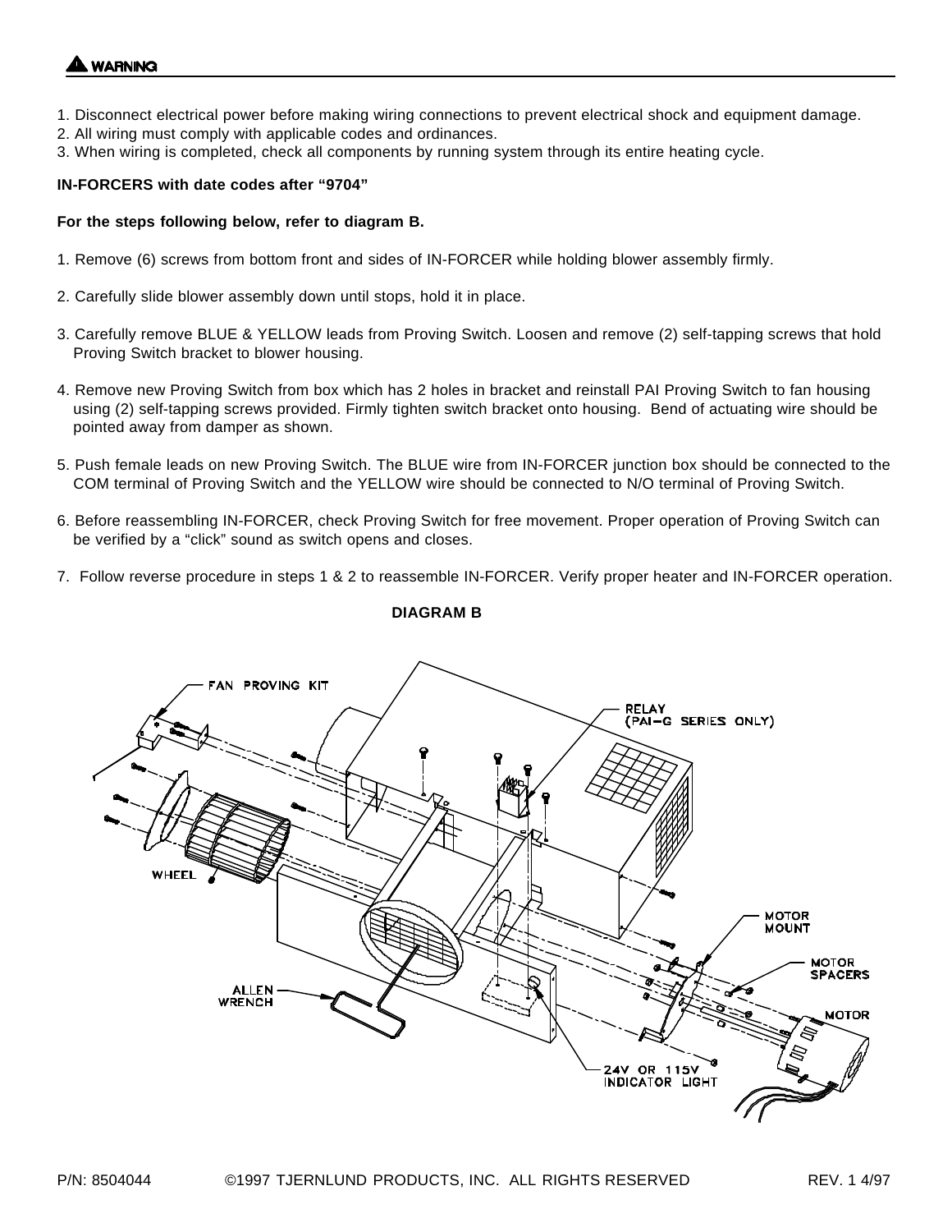**WARNING**

1. Disconnect electrical power before making wiring connections to prevent electrical shock and equipment damage.
2. All wiring must comply with applicable codes and ordinances.
3. When wiring is completed, check all components by running system through its entire heating cycle.

**IN-FORCERS with date codes after "9704"**

**For the steps following below, refer to diagram B.**

1. Remove (6) screws from bottom front and sides of IN-FORCER while holding blower assembly firmly.

2. Carefully slide blower assembly down until stops, hold it in place.

3. Carefully remove BLUE & YELLOW leads from Proving Switch. Loosen and remove (2) self-tapping screws that hold Proving Switch bracket to blower housing.

4. Remove new Proving Switch from box which has 2 holes in bracket and reinstall PAI Proving Switch to fan housing using (2) self-tapping screws provided. Firmly tighten switch bracket onto housing. Bend of actuating wire should be pointed away from damper as shown.

5. Push female leads on new Proving Switch. The BLUE wire from IN-FORCER junction box should be connected to the COM terminal of Proving Switch and the YELLOW wire should be connected to N/O terminal of Proving Switch.

6. Before reassembling IN-FORCER, check Proving Switch for free movement. Proper operation of Proving Switch can be verified by a "click" sound as switch opens and closes.

7. Follow reverse procedure in steps 1 & 2 to reassemble IN-FORCER. Verify proper heater and IN-FORCER operation.

**DIAGRAM B**

FAN PROVING KIT

RELAY
(PAI–G SERIES ONLY)

WHEEL

MOTOR MOUNT

MOTOR SPACERS

MOTOR

ALLEN WRENCH

24V OR 115V
INDICATOR LIGHT

P/N: 8504044 ©1997 TJERNLUND PRODUCTS, INC. ALL RIGHTS RESERVED REV. 1 4/97